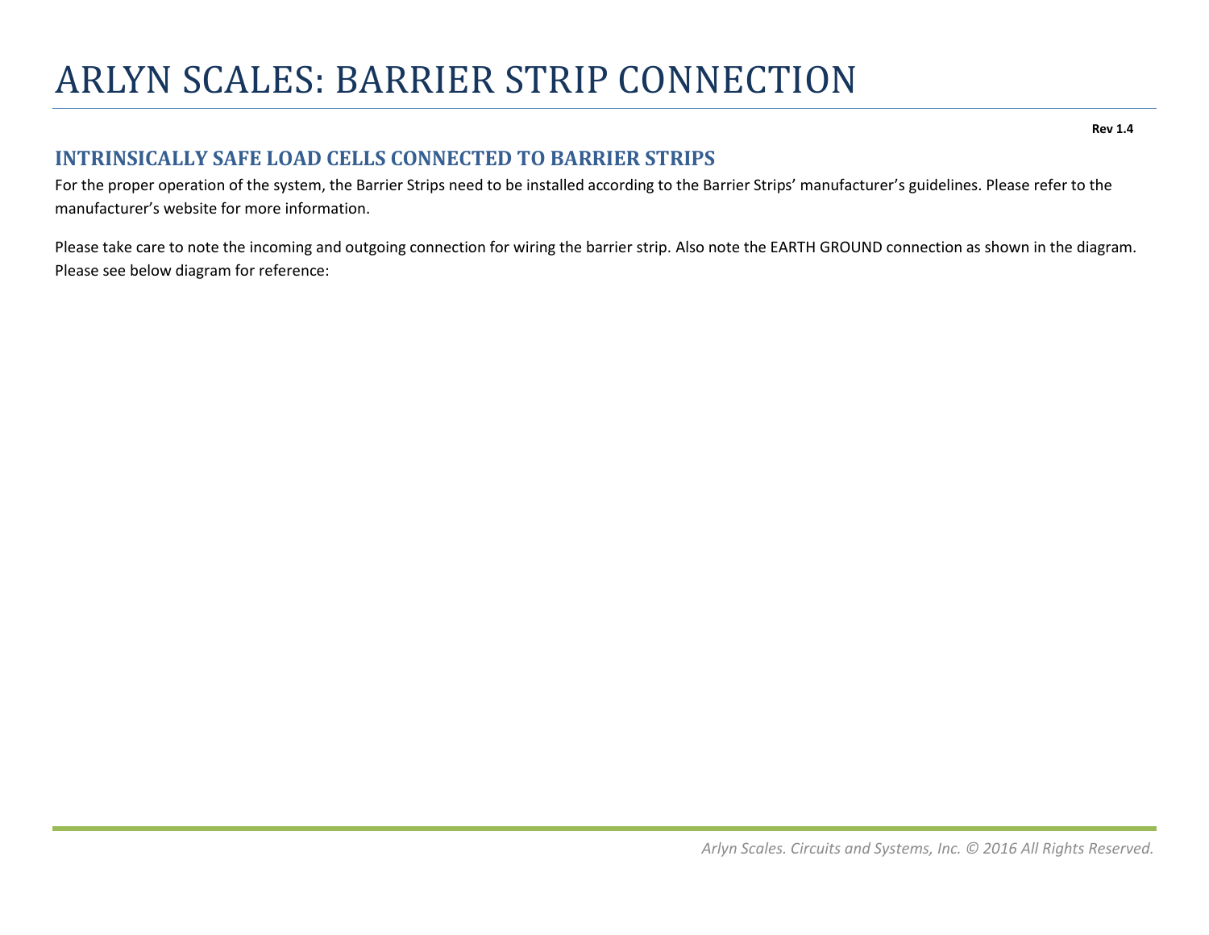# ARLYN SCALES: BARRIER STRIP CONNECTION

**Rev 1.4**

## INTRINSICALLY SAFE LOAD CELLS CONNECTED TO BARRIER STRIPS

For the proper operation of the system, the Barrier Strips need to be installed according to the Barrier Strips' manufacturer's guidelines. Please refer to the manufacturer's website for more information.

Please take care to note the incoming and outgoing connection for wiring the barrier strip. Also note the EARTH GROUND connection as shown in the diagram. Please see below diagram for reference: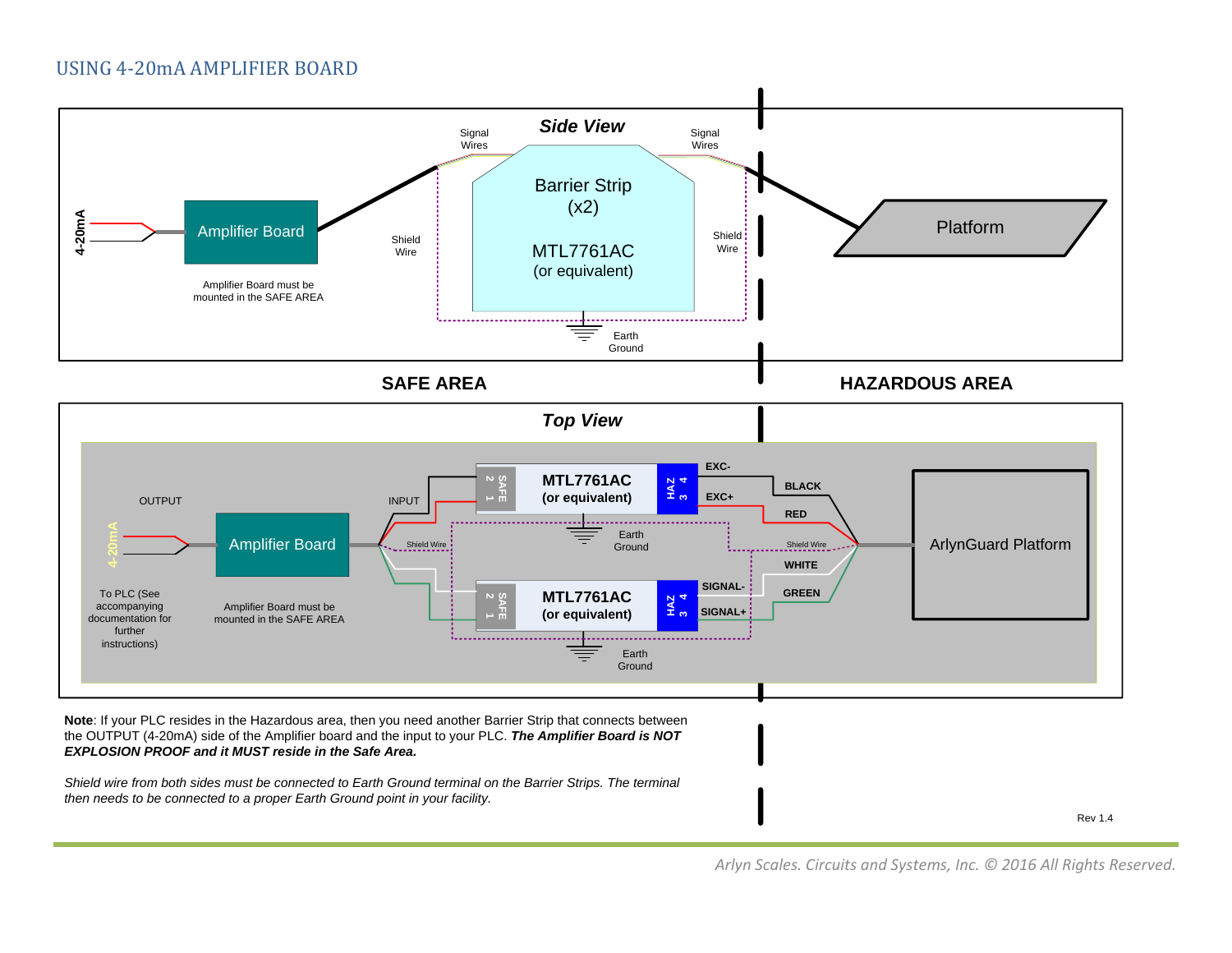## USING 4-20mA AMPLIFIER BOARD

**Side View**

4-20mA

Amplifier Board

Amplifier Board must be mounted in the SAFE AREA

Signal Wires

Shield Wire

Barrier Strip (x2)

MTL7761AC (or equivalent)

Earth Ground

Signal Wires

Shield Wire

Platform

**SAFE AREA** | **HAZARDOUS AREA**

**Top View**

OUTPUT

4-20mA

To PLC (See accompanying documentation for further instructions)

Amplifier Board

Amplifier Board must be mounted in the SAFE AREA

INPUT

Shield Wire

SAFE 2 1 | **MTL7761AC (or equivalent)** | HAZ 4 3

Earth Ground

SAFE 2 1 | **MTL7761AC (or equivalent)** | HAZ 4 3

Earth Ground

EXC-

EXC+

BLACK

RED

Shield Wire

WHITE

GREEN

SIGNAL-

SIGNAL+

ArlynGuard Platform

**Note**: If your PLC resides in the Hazardous area, then you need another Barrier Strip that connects between the OUTPUT (4-20mA) side of the Amplifier board and the input to your PLC. ***The Amplifier Board is NOT EXPLOSION PROOF and it MUST reside in the Safe Area.***

*Shield wire from both sides must be connected to Earth Ground terminal on the Barrier Strips. The terminal then needs to be connected to a proper Earth Ground point in your facility.*

Rev 1.4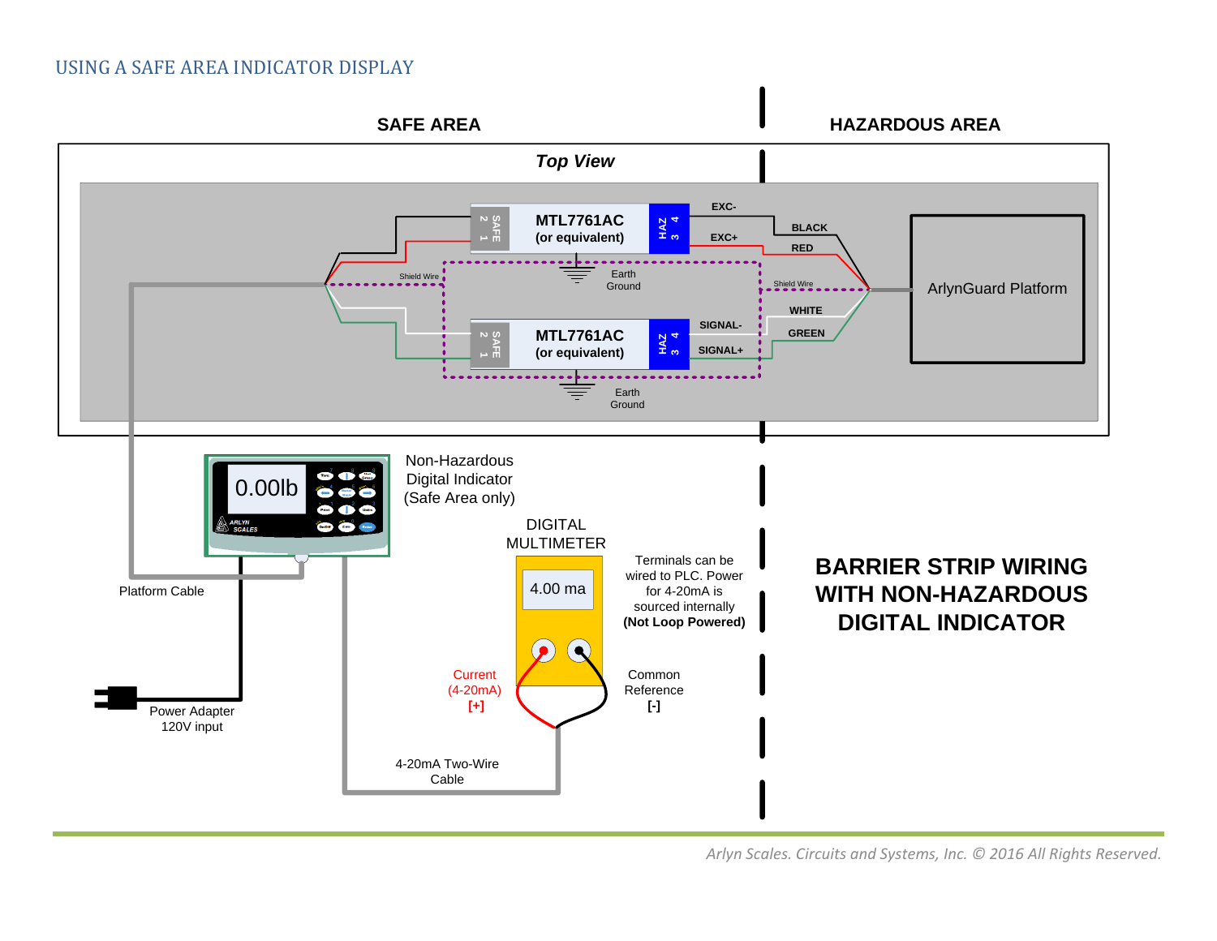## USING A SAFE AREA INDICATOR DISPLAY

SAFE AREA | HAZARDOUS AREA

*Top View*

MTL7761AC
(or equivalent)

SAFE 2 1 | HAZ 3 4

EXC- | EXC+ | BLACK | RED

Shield Wire | Earth Ground | Shield Wire

ArlynGuard Platform

MTL7761AC
(or equivalent)

SAFE 2 1 | HAZ 3 4

SIGNAL- | SIGNAL+ | WHITE | GREEN

Earth Ground

0.00lb

Non-Hazardous Digital Indicator (Safe Area only)

DIGITAL MULTIMETER

4.00 ma

Terminals can be wired to PLC. Power for 4-20mA is sourced internally **(Not Loop Powered)**

Platform Cable

Current (4-20mA) [+]

Common Reference [-]

Power Adapter 120V input

4-20mA Two-Wire Cable

**BARRIER STRIP WIRING WITH NON-HAZARDOUS DIGITAL INDICATOR**

*Arlyn Scales. Circuits and Systems, Inc. © 2016 All Rights Reserved.*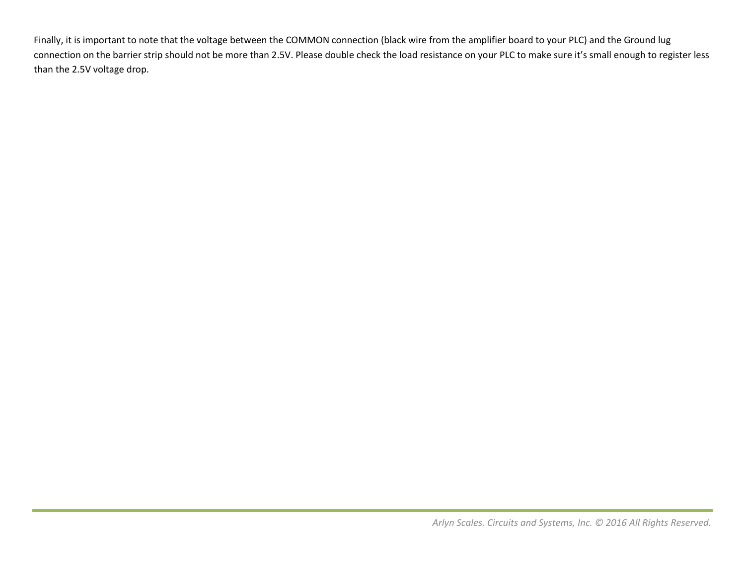Finally, it is important to note that the voltage between the COMMON connection (black wire from the amplifier board to your PLC) and the Ground lug connection on the barrier strip should not be more than 2.5V. Please double check the load resistance on your PLC to make sure it's small enough to register less than the 2.5V voltage drop.